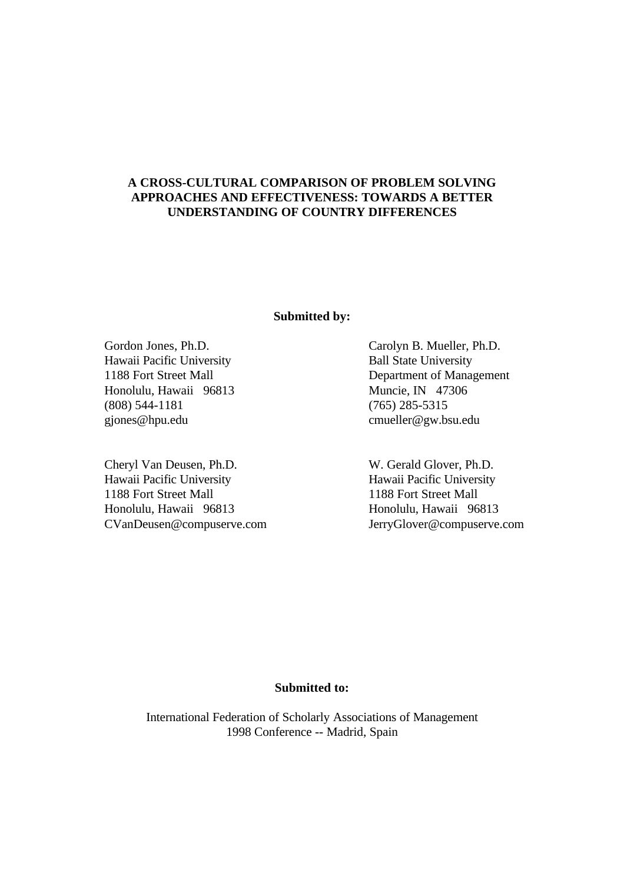# A CROSS-CULTURAL COMPARISON OF PROBLEM SOLVING APPROACHES AND EFFECTIVENESS: TOWARDS A BETTER UNDERSTANDING OF COUNTRY DIFFERENCES

**Submitted by:**

Gordon Jones, Ph.D.
Hawaii Pacific University
1188 Fort Street Mall
Honolulu, Hawaii 96813
(808) 544-1181
gjones@hpu.edu

Carolyn B. Mueller, Ph.D.
Ball State University
Department of Management
Muncie, IN 47306
(765) 285-5315
cmueller@gw.bsu.edu

Cheryl Van Deusen, Ph.D.
Hawaii Pacific University
1188 Fort Street Mall
Honolulu, Hawaii 96813
CVanDeusen@compuserve.com

W. Gerald Glover, Ph.D.
Hawaii Pacific University
1188 Fort Street Mall
Honolulu, Hawaii 96813
JerryGlover@compuserve.com

**Submitted to:**

International Federation of Scholarly Associations of Management
1998 Conference -- Madrid, Spain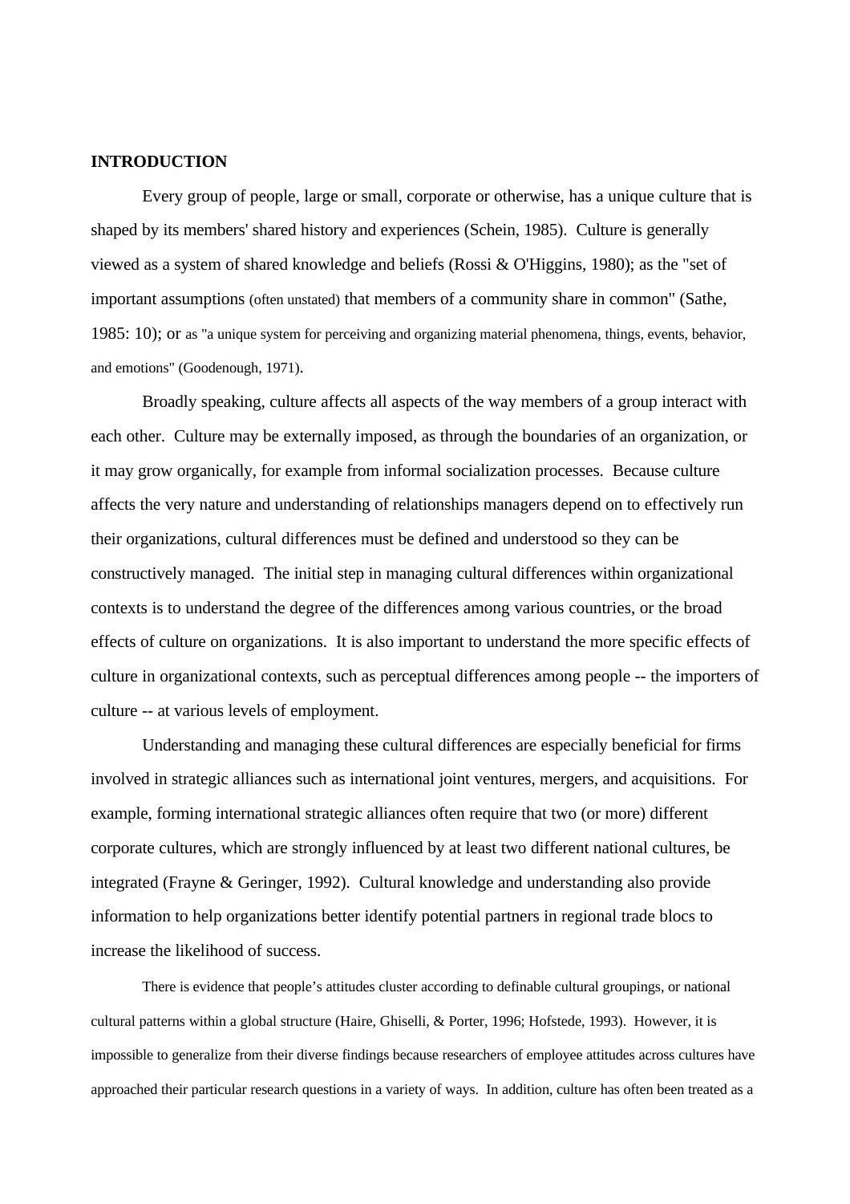## INTRODUCTION

Every group of people, large or small, corporate or otherwise, has a unique culture that is shaped by its members' shared history and experiences (Schein, 1985). Culture is generally viewed as a system of shared knowledge and beliefs (Rossi & O'Higgins, 1980); as the "set of important assumptions (often unstated) that members of a community share in common" (Sathe, 1985: 10); or as "a unique system for perceiving and organizing material phenomena, things, events, behavior, and emotions" (Goodenough, 1971).

Broadly speaking, culture affects all aspects of the way members of a group interact with each other. Culture may be externally imposed, as through the boundaries of an organization, or it may grow organically, for example from informal socialization processes. Because culture affects the very nature and understanding of relationships managers depend on to effectively run their organizations, cultural differences must be defined and understood so they can be constructively managed. The initial step in managing cultural differences within organizational contexts is to understand the degree of the differences among various countries, or the broad effects of culture on organizations. It is also important to understand the more specific effects of culture in organizational contexts, such as perceptual differences among people -- the importers of culture -- at various levels of employment.

Understanding and managing these cultural differences are especially beneficial for firms involved in strategic alliances such as international joint ventures, mergers, and acquisitions. For example, forming international strategic alliances often require that two (or more) different corporate cultures, which are strongly influenced by at least two different national cultures, be integrated (Frayne & Geringer, 1992). Cultural knowledge and understanding also provide information to help organizations better identify potential partners in regional trade blocs to increase the likelihood of success.

There is evidence that people's attitudes cluster according to definable cultural groupings, or national cultural patterns within a global structure (Haire, Ghiselli, & Porter, 1996; Hofstede, 1993). However, it is impossible to generalize from their diverse findings because researchers of employee attitudes across cultures have approached their particular research questions in a variety of ways. In addition, culture has often been treated as a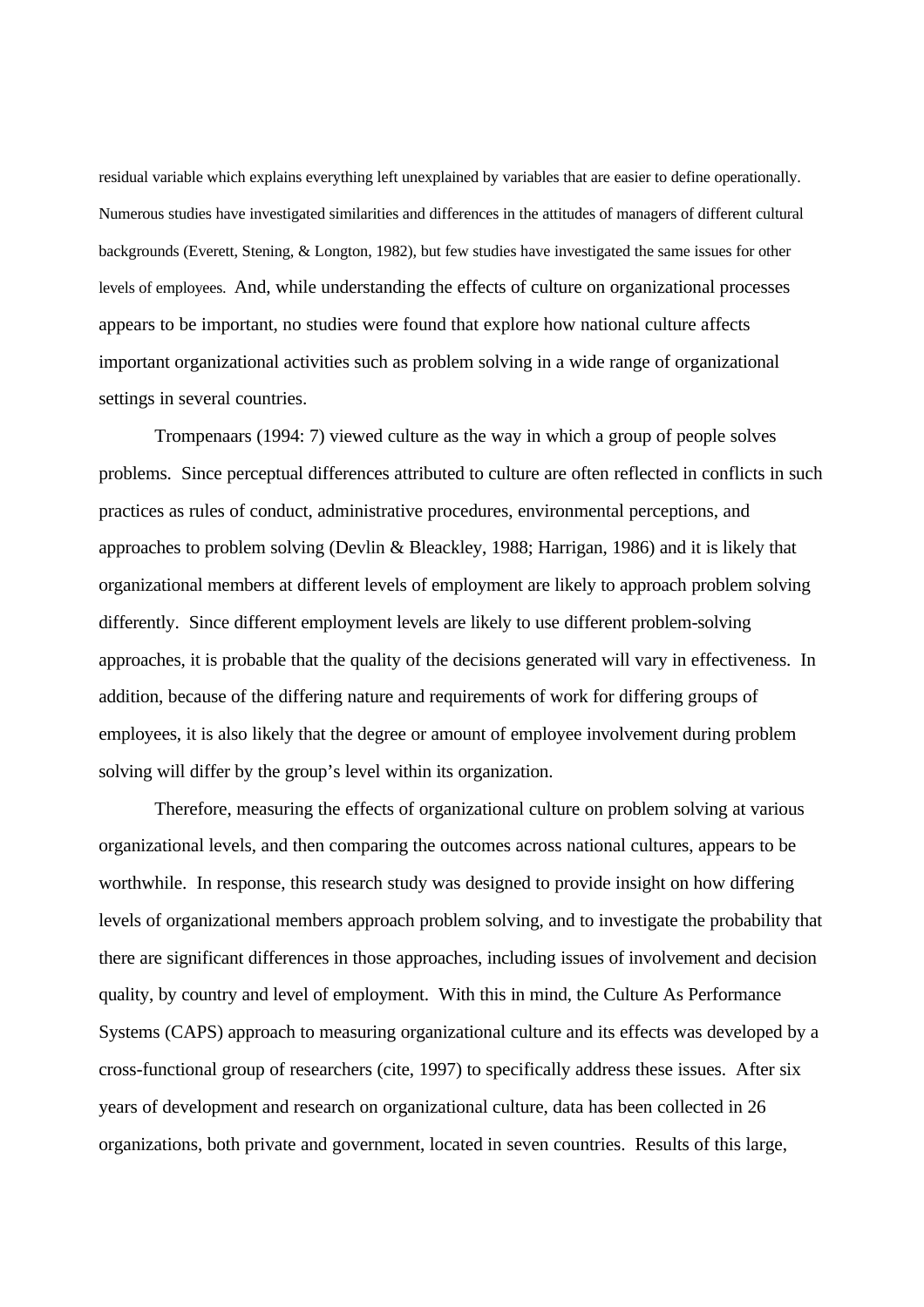residual variable which explains everything left unexplained by variables that are easier to define operationally. Numerous studies have investigated similarities and differences in the attitudes of managers of different cultural backgrounds (Everett, Stening, & Longton, 1982), but few studies have investigated the same issues for other levels of employees. And, while understanding the effects of culture on organizational processes appears to be important, no studies were found that explore how national culture affects important organizational activities such as problem solving in a wide range of organizational settings in several countries.

Trompenaars (1994: 7) viewed culture as the way in which a group of people solves problems. Since perceptual differences attributed to culture are often reflected in conflicts in such practices as rules of conduct, administrative procedures, environmental perceptions, and approaches to problem solving (Devlin & Bleackley, 1988; Harrigan, 1986) and it is likely that organizational members at different levels of employment are likely to approach problem solving differently. Since different employment levels are likely to use different problem-solving approaches, it is probable that the quality of the decisions generated will vary in effectiveness. In addition, because of the differing nature and requirements of work for differing groups of employees, it is also likely that the degree or amount of employee involvement during problem solving will differ by the group's level within its organization.

Therefore, measuring the effects of organizational culture on problem solving at various organizational levels, and then comparing the outcomes across national cultures, appears to be worthwhile. In response, this research study was designed to provide insight on how differing levels of organizational members approach problem solving, and to investigate the probability that there are significant differences in those approaches, including issues of involvement and decision quality, by country and level of employment. With this in mind, the Culture As Performance Systems (CAPS) approach to measuring organizational culture and its effects was developed by a cross-functional group of researchers (cite, 1997) to specifically address these issues. After six years of development and research on organizational culture, data has been collected in 26 organizations, both private and government, located in seven countries. Results of this large,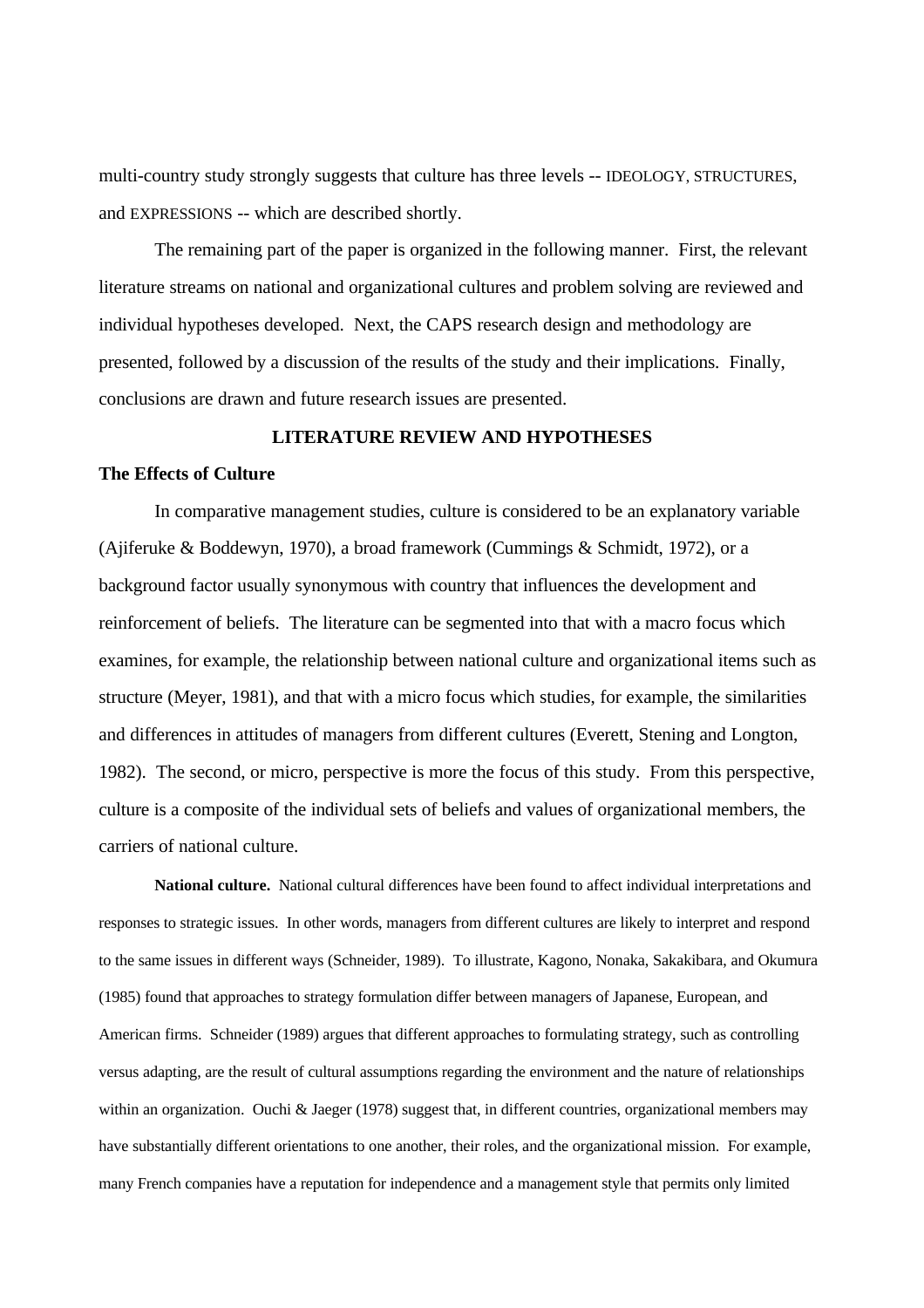multi-country study strongly suggests that culture has three levels -- IDEOLOGY, STRUCTURES, and EXPRESSIONS -- which are described shortly.

The remaining part of the paper is organized in the following manner. First, the relevant literature streams on national and organizational cultures and problem solving are reviewed and individual hypotheses developed. Next, the CAPS research design and methodology are presented, followed by a discussion of the results of the study and their implications. Finally, conclusions are drawn and future research issues are presented.

## LITERATURE REVIEW AND HYPOTHESES

### The Effects of Culture

In comparative management studies, culture is considered to be an explanatory variable (Ajiferuke & Boddewyn, 1970), a broad framework (Cummings & Schmidt, 1972), or a background factor usually synonymous with country that influences the development and reinforcement of beliefs. The literature can be segmented into that with a macro focus which examines, for example, the relationship between national culture and organizational items such as structure (Meyer, 1981), and that with a micro focus which studies, for example, the similarities and differences in attitudes of managers from different cultures (Everett, Stening and Longton, 1982). The second, or micro, perspective is more the focus of this study. From this perspective, culture is a composite of the individual sets of beliefs and values of organizational members, the carriers of national culture.

**National culture.** National cultural differences have been found to affect individual interpretations and responses to strategic issues. In other words, managers from different cultures are likely to interpret and respond to the same issues in different ways (Schneider, 1989). To illustrate, Kagono, Nonaka, Sakakibara, and Okumura (1985) found that approaches to strategy formulation differ between managers of Japanese, European, and American firms. Schneider (1989) argues that different approaches to formulating strategy, such as controlling versus adapting, are the result of cultural assumptions regarding the environment and the nature of relationships within an organization. Ouchi & Jaeger (1978) suggest that, in different countries, organizational members may have substantially different orientations to one another, their roles, and the organizational mission. For example, many French companies have a reputation for independence and a management style that permits only limited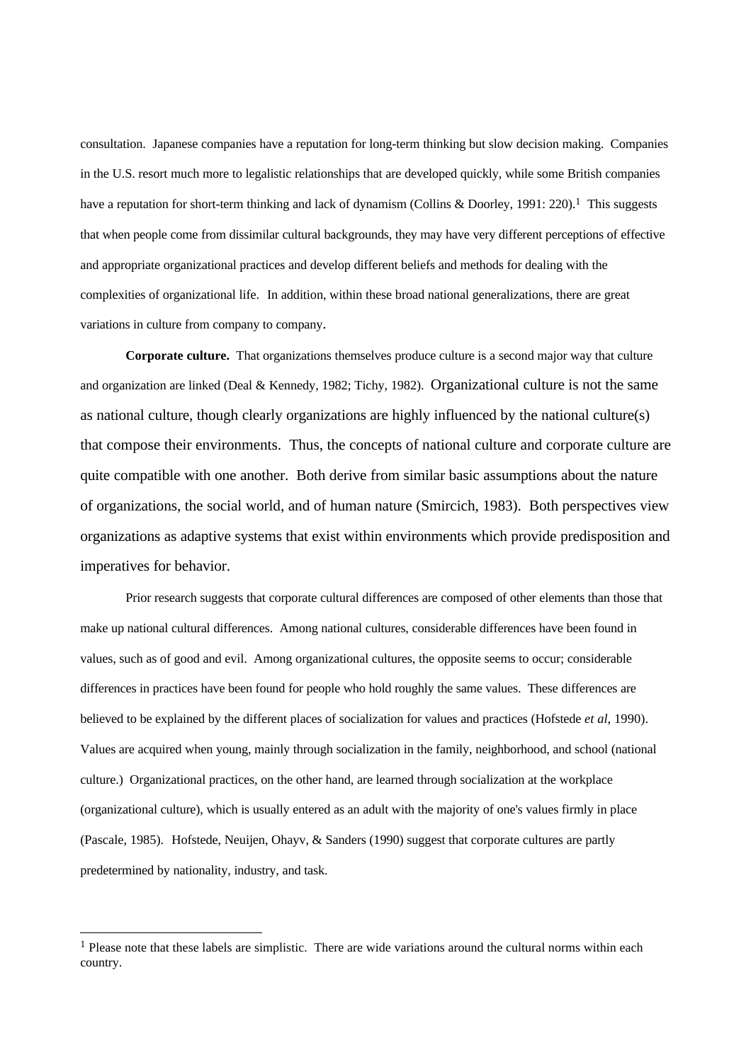consultation. Japanese companies have a reputation for long-term thinking but slow decision making. Companies in the U.S. resort much more to legalistic relationships that are developed quickly, while some British companies have a reputation for short-term thinking and lack of dynamism (Collins & Doorley, 1991: 220).[1] This suggests that when people come from dissimilar cultural backgrounds, they may have very different perceptions of effective and appropriate organizational practices and develop different beliefs and methods for dealing with the complexities of organizational life. In addition, within these broad national generalizations, there are great variations in culture from company to company.

**Corporate culture.** That organizations themselves produce culture is a second major way that culture and organization are linked (Deal & Kennedy, 1982; Tichy, 1982). Organizational culture is not the same as national culture, though clearly organizations are highly influenced by the national culture(s) that compose their environments. Thus, the concepts of national culture and corporate culture are quite compatible with one another. Both derive from similar basic assumptions about the nature of organizations, the social world, and of human nature (Smircich, 1983). Both perspectives view organizations as adaptive systems that exist within environments which provide predisposition and imperatives for behavior.

Prior research suggests that corporate cultural differences are composed of other elements than those that make up national cultural differences. Among national cultures, considerable differences have been found in values, such as of good and evil. Among organizational cultures, the opposite seems to occur; considerable differences in practices have been found for people who hold roughly the same values. These differences are believed to be explained by the different places of socialization for values and practices (Hofstede *et al*, 1990). Values are acquired when young, mainly through socialization in the family, neighborhood, and school (national culture.) Organizational practices, on the other hand, are learned through socialization at the workplace (organizational culture), which is usually entered as an adult with the majority of one's values firmly in place (Pascale, 1985). Hofstede, Neuijen, Ohayv, & Sanders (1990) suggest that corporate cultures are partly predetermined by nationality, industry, and task.

---

[1] Please note that these labels are simplistic. There are wide variations around the cultural norms within each country.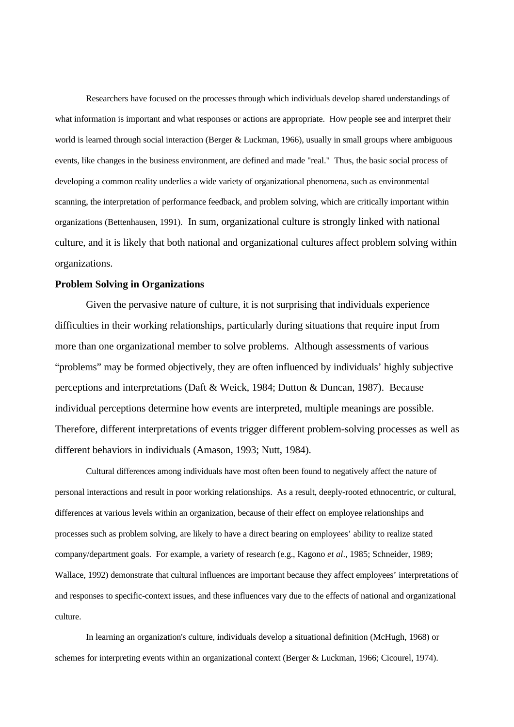Researchers have focused on the processes through which individuals develop shared understandings of what information is important and what responses or actions are appropriate. How people see and interpret their world is learned through social interaction (Berger & Luckman, 1966), usually in small groups where ambiguous events, like changes in the business environment, are defined and made "real." Thus, the basic social process of developing a common reality underlies a wide variety of organizational phenomena, such as environmental scanning, the interpretation of performance feedback, and problem solving, which are critically important within organizations (Bettenhausen, 1991). In sum, organizational culture is strongly linked with national culture, and it is likely that both national and organizational cultures affect problem solving within organizations.

**Problem Solving in Organizations**

Given the pervasive nature of culture, it is not surprising that individuals experience difficulties in their working relationships, particularly during situations that require input from more than one organizational member to solve problems. Although assessments of various "problems" may be formed objectively, they are often influenced by individuals' highly subjective perceptions and interpretations (Daft & Weick, 1984; Dutton & Duncan, 1987). Because individual perceptions determine how events are interpreted, multiple meanings are possible. Therefore, different interpretations of events trigger different problem-solving processes as well as different behaviors in individuals (Amason, 1993; Nutt, 1984).

Cultural differences among individuals have most often been found to negatively affect the nature of personal interactions and result in poor working relationships. As a result, deeply-rooted ethnocentric, or cultural, differences at various levels within an organization, because of their effect on employee relationships and processes such as problem solving, are likely to have a direct bearing on employees' ability to realize stated company/department goals. For example, a variety of research (e.g., Kagono *et al*., 1985; Schneider, 1989; Wallace, 1992) demonstrate that cultural influences are important because they affect employees' interpretations of and responses to specific-context issues, and these influences vary due to the effects of national and organizational culture.

In learning an organization's culture, individuals develop a situational definition (McHugh, 1968) or schemes for interpreting events within an organizational context (Berger & Luckman, 1966; Cicourel, 1974).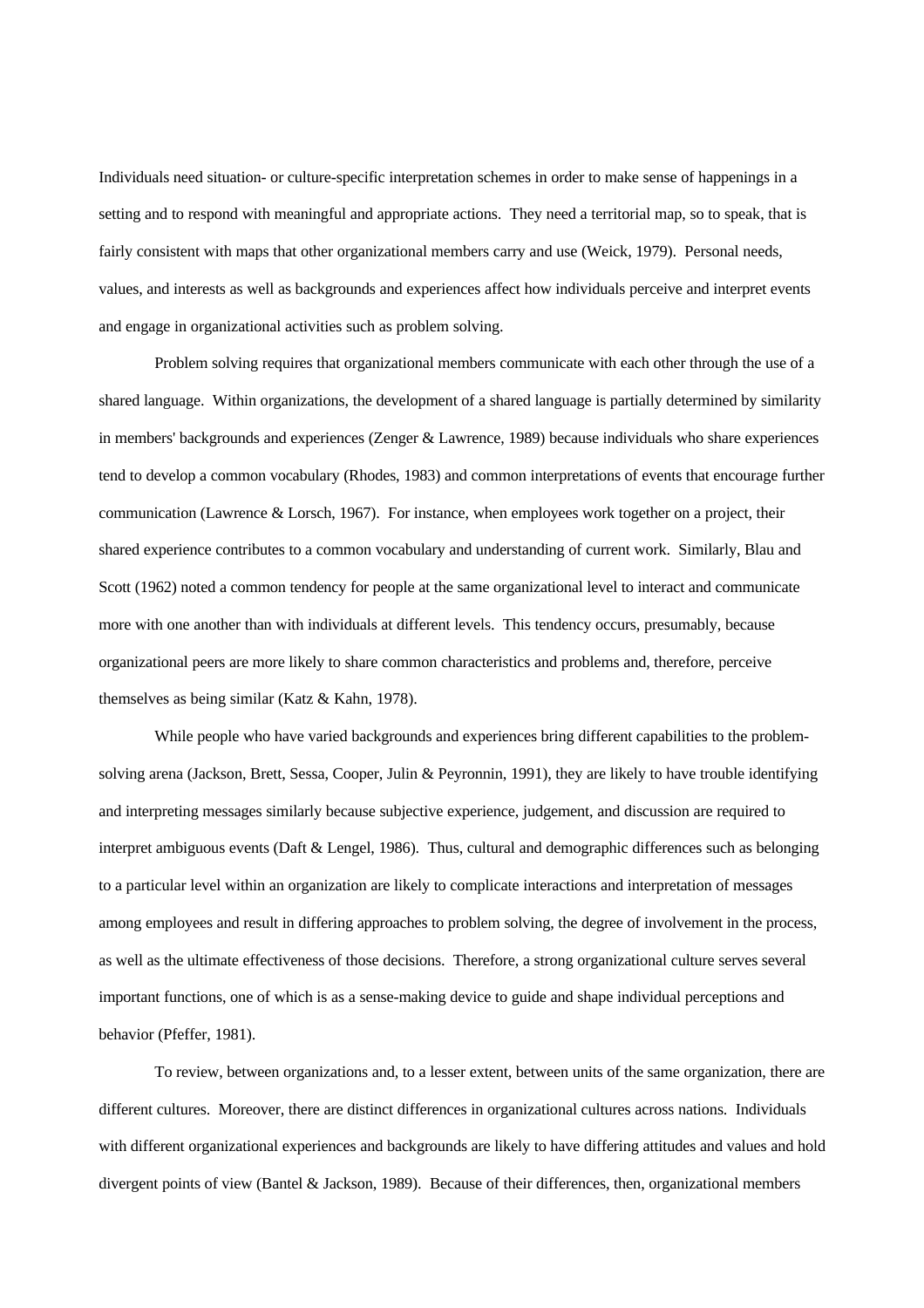Individuals need situation- or culture-specific interpretation schemes in order to make sense of happenings in a setting and to respond with meaningful and appropriate actions. They need a territorial map, so to speak, that is fairly consistent with maps that other organizational members carry and use (Weick, 1979). Personal needs, values, and interests as well as backgrounds and experiences affect how individuals perceive and interpret events and engage in organizational activities such as problem solving.

Problem solving requires that organizational members communicate with each other through the use of a shared language. Within organizations, the development of a shared language is partially determined by similarity in members' backgrounds and experiences (Zenger & Lawrence, 1989) because individuals who share experiences tend to develop a common vocabulary (Rhodes, 1983) and common interpretations of events that encourage further communication (Lawrence & Lorsch, 1967). For instance, when employees work together on a project, their shared experience contributes to a common vocabulary and understanding of current work. Similarly, Blau and Scott (1962) noted a common tendency for people at the same organizational level to interact and communicate more with one another than with individuals at different levels. This tendency occurs, presumably, because organizational peers are more likely to share common characteristics and problems and, therefore, perceive themselves as being similar (Katz & Kahn, 1978).

While people who have varied backgrounds and experiences bring different capabilities to the problem-solving arena (Jackson, Brett, Sessa, Cooper, Julin & Peyronnin, 1991), they are likely to have trouble identifying and interpreting messages similarly because subjective experience, judgement, and discussion are required to interpret ambiguous events (Daft & Lengel, 1986). Thus, cultural and demographic differences such as belonging to a particular level within an organization are likely to complicate interactions and interpretation of messages among employees and result in differing approaches to problem solving, the degree of involvement in the process, as well as the ultimate effectiveness of those decisions. Therefore, a strong organizational culture serves several important functions, one of which is as a sense-making device to guide and shape individual perceptions and behavior (Pfeffer, 1981).

To review, between organizations and, to a lesser extent, between units of the same organization, there are different cultures. Moreover, there are distinct differences in organizational cultures across nations. Individuals with different organizational experiences and backgrounds are likely to have differing attitudes and values and hold divergent points of view (Bantel & Jackson, 1989). Because of their differences, then, organizational members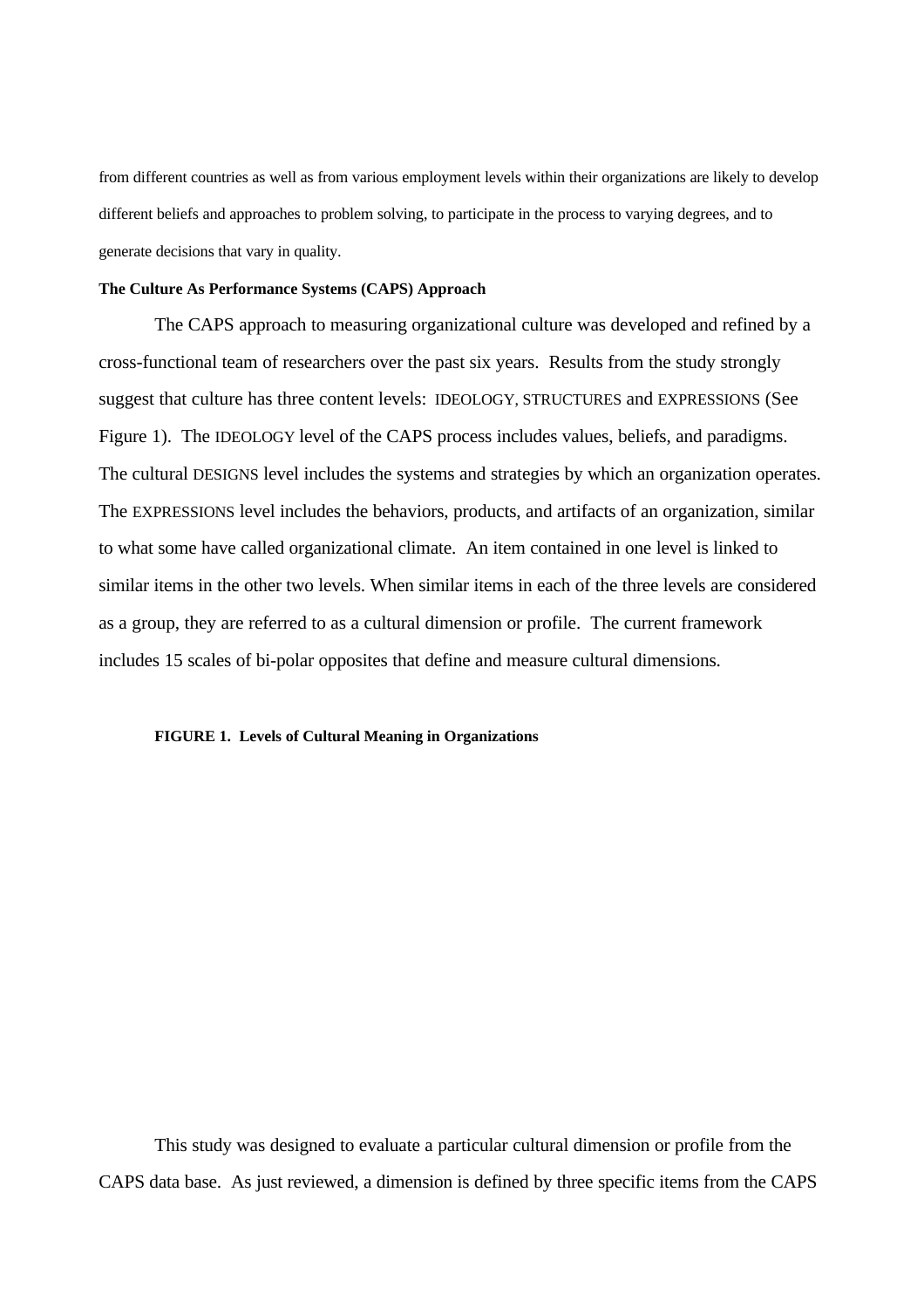from different countries as well as from various employment levels within their organizations are likely to develop different beliefs and approaches to problem solving, to participate in the process to varying degrees, and to generate decisions that vary in quality.

**The Culture As Performance Systems (CAPS) Approach**

The CAPS approach to measuring organizational culture was developed and refined by a cross-functional team of researchers over the past six years. Results from the study strongly suggest that culture has three content levels: IDEOLOGY, STRUCTURES and EXPRESSIONS (See Figure 1). The IDEOLOGY level of the CAPS process includes values, beliefs, and paradigms. The cultural DESIGNS level includes the systems and strategies by which an organization operates. The EXPRESSIONS level includes the behaviors, products, and artifacts of an organization, similar to what some have called organizational climate. An item contained in one level is linked to similar items in the other two levels. When similar items in each of the three levels are considered as a group, they are referred to as a cultural dimension or profile. The current framework includes 15 scales of bi-polar opposites that define and measure cultural dimensions.

**FIGURE 1. Levels of Cultural Meaning in Organizations**

This study was designed to evaluate a particular cultural dimension or profile from the CAPS data base. As just reviewed, a dimension is defined by three specific items from the CAPS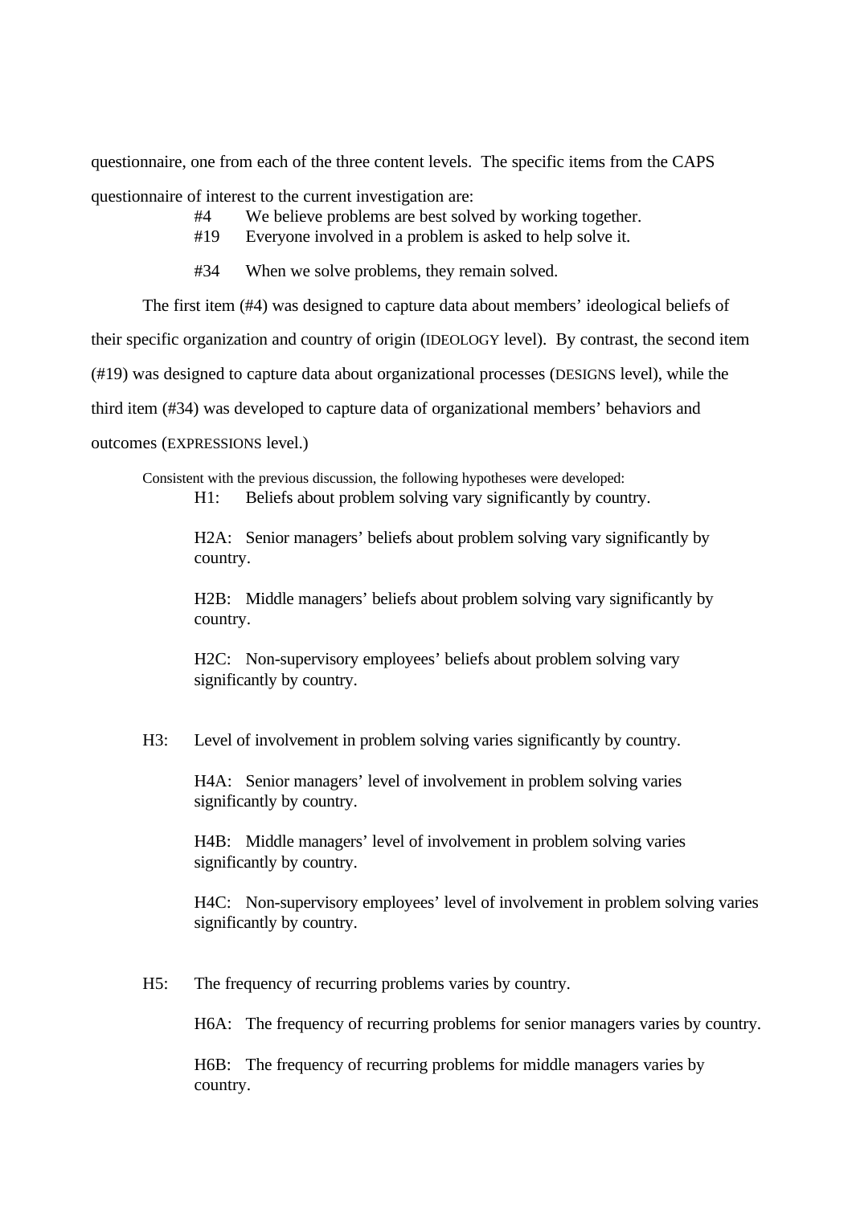questionnaire, one from each of the three content levels. The specific items from the CAPS questionnaire of interest to the current investigation are:

- #4 We believe problems are best solved by working together.
- #19 Everyone involved in a problem is asked to help solve it.
- #34 When we solve problems, they remain solved.

The first item (#4) was designed to capture data about members' ideological beliefs of their specific organization and country of origin (IDEOLOGY level). By contrast, the second item (#19) was designed to capture data about organizational processes (DESIGNS level), while the third item (#34) was developed to capture data of organizational members' behaviors and outcomes (EXPRESSIONS level.)

Consistent with the previous discussion, the following hypotheses were developed:

H1: Beliefs about problem solving vary significantly by country.

H2A: Senior managers' beliefs about problem solving vary significantly by country.

H2B: Middle managers' beliefs about problem solving vary significantly by country.

H2C: Non-supervisory employees' beliefs about problem solving vary significantly by country.

H3: Level of involvement in problem solving varies significantly by country.

H4A: Senior managers' level of involvement in problem solving varies significantly by country.

H4B: Middle managers' level of involvement in problem solving varies significantly by country.

H4C: Non-supervisory employees' level of involvement in problem solving varies significantly by country.

H5: The frequency of recurring problems varies by country.

H6A: The frequency of recurring problems for senior managers varies by country.

H6B: The frequency of recurring problems for middle managers varies by country.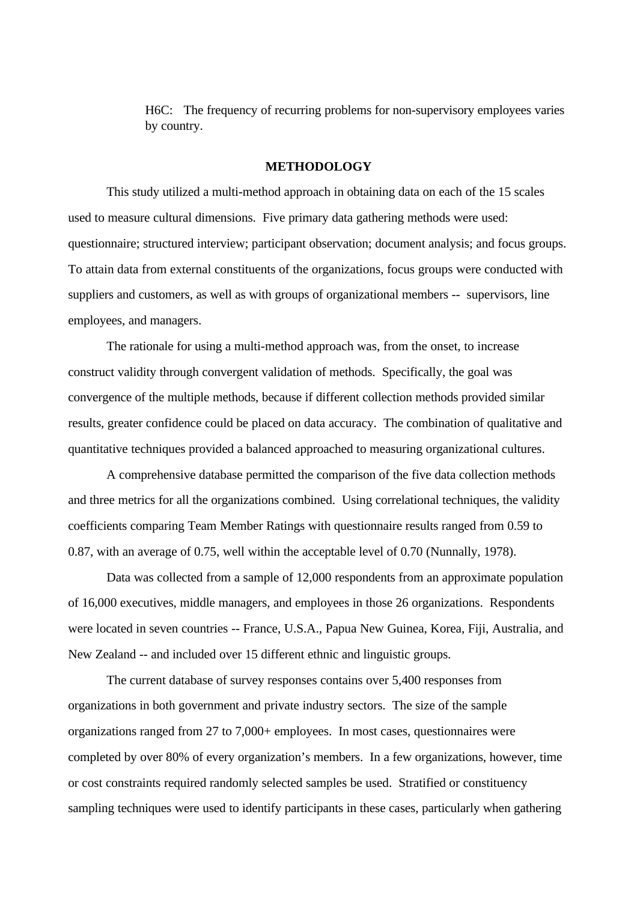H6C: The frequency of recurring problems for non-supervisory employees varies by country.

**METHODOLOGY**

This study utilized a multi-method approach in obtaining data on each of the 15 scales used to measure cultural dimensions. Five primary data gathering methods were used: questionnaire; structured interview; participant observation; document analysis; and focus groups. To attain data from external constituents of the organizations, focus groups were conducted with suppliers and customers, as well as with groups of organizational members -- supervisors, line employees, and managers.

The rationale for using a multi-method approach was, from the onset, to increase construct validity through convergent validation of methods. Specifically, the goal was convergence of the multiple methods, because if different collection methods provided similar results, greater confidence could be placed on data accuracy. The combination of qualitative and quantitative techniques provided a balanced approached to measuring organizational cultures.

A comprehensive database permitted the comparison of the five data collection methods and three metrics for all the organizations combined. Using correlational techniques, the validity coefficients comparing Team Member Ratings with questionnaire results ranged from 0.59 to 0.87, with an average of 0.75, well within the acceptable level of 0.70 (Nunnally, 1978).

Data was collected from a sample of 12,000 respondents from an approximate population of 16,000 executives, middle managers, and employees in those 26 organizations. Respondents were located in seven countries -- France, U.S.A., Papua New Guinea, Korea, Fiji, Australia, and New Zealand -- and included over 15 different ethnic and linguistic groups.

The current database of survey responses contains over 5,400 responses from organizations in both government and private industry sectors. The size of the sample organizations ranged from 27 to 7,000+ employees. In most cases, questionnaires were completed by over 80% of every organization's members. In a few organizations, however, time or cost constraints required randomly selected samples be used. Stratified or constituency sampling techniques were used to identify participants in these cases, particularly when gathering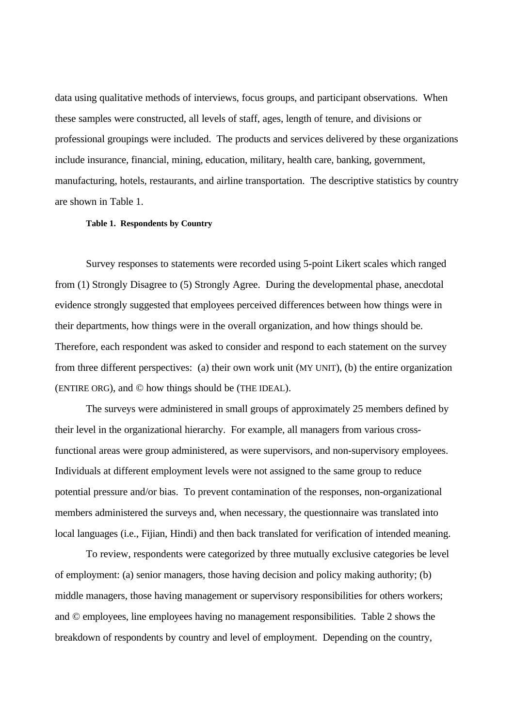data using qualitative methods of interviews, focus groups, and participant observations. When these samples were constructed, all levels of staff, ages, length of tenure, and divisions or professional groupings were included. The products and services delivered by these organizations include insurance, financial, mining, education, military, health care, banking, government, manufacturing, hotels, restaurants, and airline transportation. The descriptive statistics by country are shown in Table 1.

**Table 1. Respondents by Country**

Survey responses to statements were recorded using 5-point Likert scales which ranged from (1) Strongly Disagree to (5) Strongly Agree. During the developmental phase, anecdotal evidence strongly suggested that employees perceived differences between how things were in their departments, how things were in the overall organization, and how things should be. Therefore, each respondent was asked to consider and respond to each statement on the survey from three different perspectives: (a) their own work unit (MY UNIT), (b) the entire organization (ENTIRE ORG), and © how things should be (THE IDEAL).

The surveys were administered in small groups of approximately 25 members defined by their level in the organizational hierarchy. For example, all managers from various cross-functional areas were group administered, as were supervisors, and non-supervisory employees. Individuals at different employment levels were not assigned to the same group to reduce potential pressure and/or bias. To prevent contamination of the responses, non-organizational members administered the surveys and, when necessary, the questionnaire was translated into local languages (i.e., Fijian, Hindi) and then back translated for verification of intended meaning.

To review, respondents were categorized by three mutually exclusive categories be level of employment: (a) senior managers, those having decision and policy making authority; (b) middle managers, those having management or supervisory responsibilities for others workers; and © employees, line employees having no management responsibilities. Table 2 shows the breakdown of respondents by country and level of employment. Depending on the country,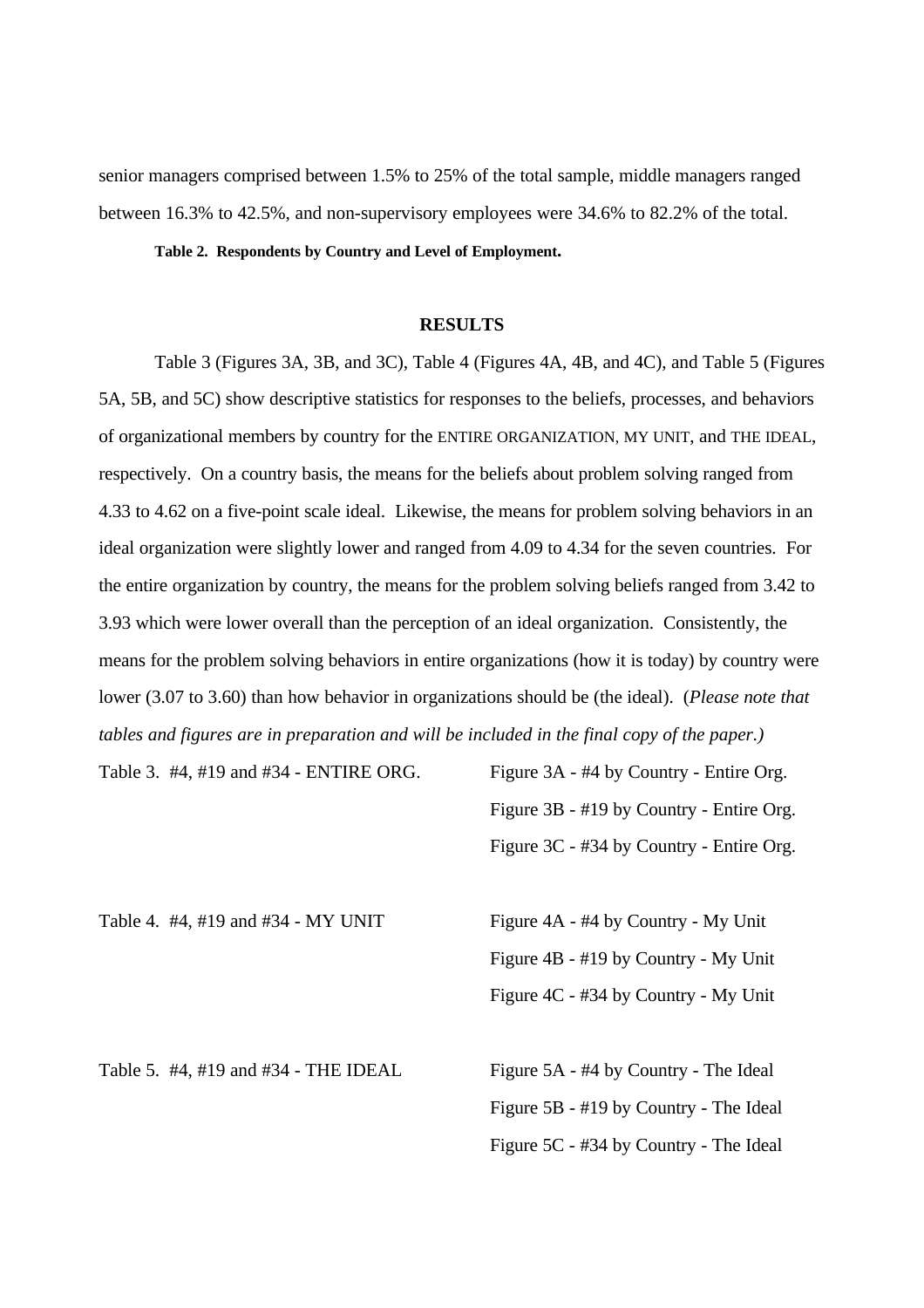senior managers comprised between 1.5% to 25% of the total sample, middle managers ranged between 16.3% to 42.5%, and non-supervisory employees were 34.6% to 82.2% of the total.

**Table 2. Respondents by Country and Level of Employment.**

## RESULTS

Table 3 (Figures 3A, 3B, and 3C), Table 4 (Figures 4A, 4B, and 4C), and Table 5 (Figures 5A, 5B, and 5C) show descriptive statistics for responses to the beliefs, processes, and behaviors of organizational members by country for the ENTIRE ORGANIZATION, MY UNIT, and THE IDEAL, respectively. On a country basis, the means for the beliefs about problem solving ranged from 4.33 to 4.62 on a five-point scale ideal. Likewise, the means for problem solving behaviors in an ideal organization were slightly lower and ranged from 4.09 to 4.34 for the seven countries. For the entire organization by country, the means for the problem solving beliefs ranged from 3.42 to 3.93 which were lower overall than the perception of an ideal organization. Consistently, the means for the problem solving behaviors in entire organizations (how it is today) by country were lower (3.07 to 3.60) than how behavior in organizations should be (the ideal). (*Please note that tables and figures are in preparation and will be included in the final copy of the paper.)*

Table 3. #4, #19 and #34 - ENTIRE ORG.

Figure 3A - #4 by Country - Entire Org.
Figure 3B - #19 by Country - Entire Org.
Figure 3C - #34 by Country - Entire Org.

Table 4. #4, #19 and #34 - MY UNIT

Figure 4A - #4 by Country - My Unit
Figure 4B - #19 by Country - My Unit
Figure 4C - #34 by Country - My Unit

Table 5. #4, #19 and #34 - THE IDEAL

Figure 5A - #4 by Country - The Ideal
Figure 5B - #19 by Country - The Ideal
Figure 5C - #34 by Country - The Ideal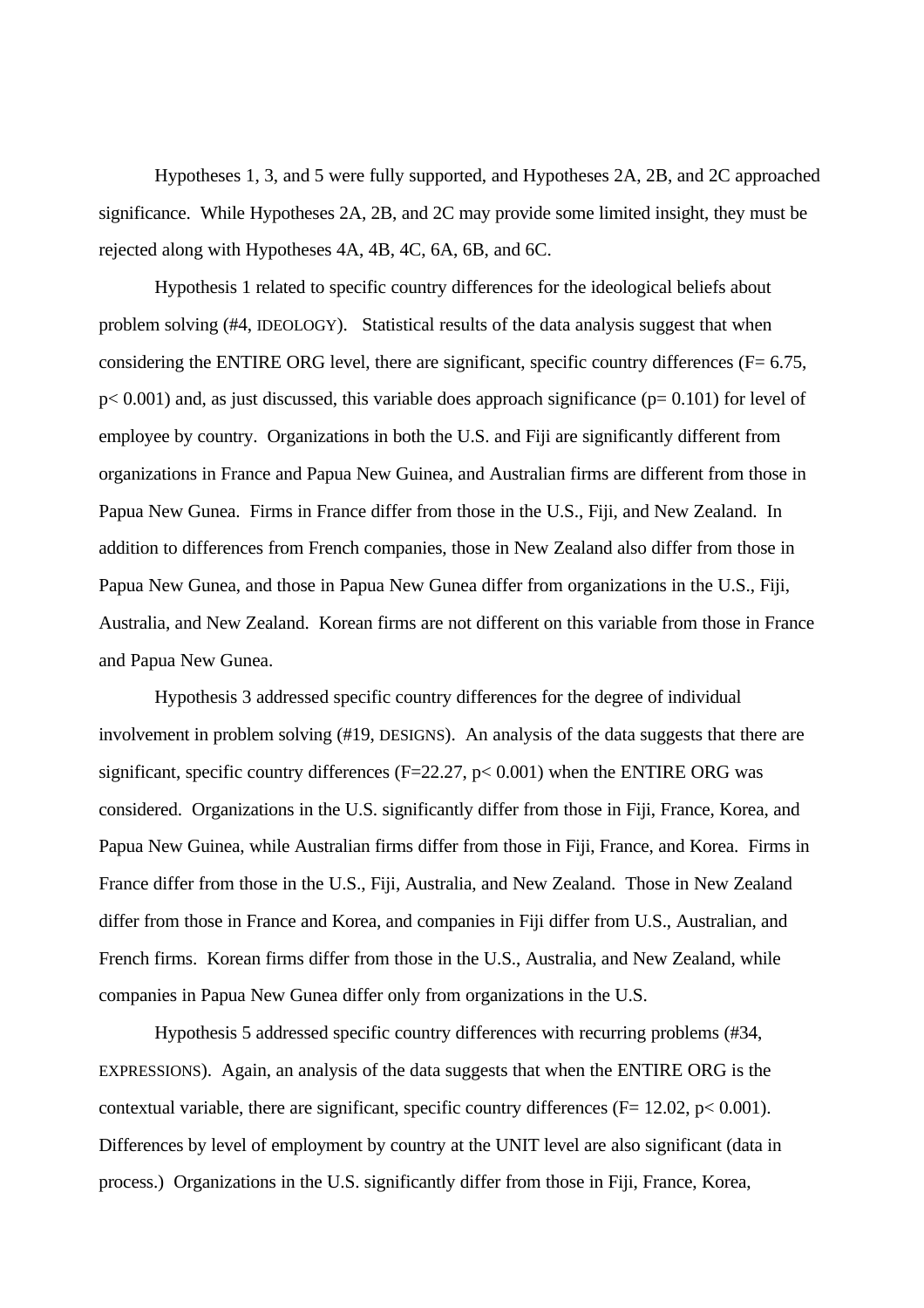Hypotheses 1, 3, and 5 were fully supported, and Hypotheses 2A, 2B, and 2C approached significance. While Hypotheses 2A, 2B, and 2C may provide some limited insight, they must be rejected along with Hypotheses 4A, 4B, 4C, 6A, 6B, and 6C.

Hypothesis 1 related to specific country differences for the ideological beliefs about problem solving (#4, IDEOLOGY). Statistical results of the data analysis suggest that when considering the ENTIRE ORG level, there are significant, specific country differences ($F= 6.75$, $p< 0.001$) and, as just discussed, this variable does approach significance ($p= 0.101$) for level of employee by country. Organizations in both the U.S. and Fiji are significantly different from organizations in France and Papua New Guinea, and Australian firms are different from those in Papua New Gunea. Firms in France differ from those in the U.S., Fiji, and New Zealand. In addition to differences from French companies, those in New Zealand also differ from those in Papua New Gunea, and those in Papua New Gunea differ from organizations in the U.S., Fiji, Australia, and New Zealand. Korean firms are not different on this variable from those in France and Papua New Gunea.

Hypothesis 3 addressed specific country differences for the degree of individual involvement in problem solving (#19, DESIGNS). An analysis of the data suggests that there are significant, specific country differences ($F=22.27$, $p< 0.001$) when the ENTIRE ORG was considered. Organizations in the U.S. significantly differ from those in Fiji, France, Korea, and Papua New Guinea, while Australian firms differ from those in Fiji, France, and Korea. Firms in France differ from those in the U.S., Fiji, Australia, and New Zealand. Those in New Zealand differ from those in France and Korea, and companies in Fiji differ from U.S., Australian, and French firms. Korean firms differ from those in the U.S., Australia, and New Zealand, while companies in Papua New Gunea differ only from organizations in the U.S.

Hypothesis 5 addressed specific country differences with recurring problems (#34, EXPRESSIONS). Again, an analysis of the data suggests that when the ENTIRE ORG is the contextual variable, there are significant, specific country differences ($F= 12.02$, $p< 0.001$). Differences by level of employment by country at the UNIT level are also significant (data in process.) Organizations in the U.S. significantly differ from those in Fiji, France, Korea,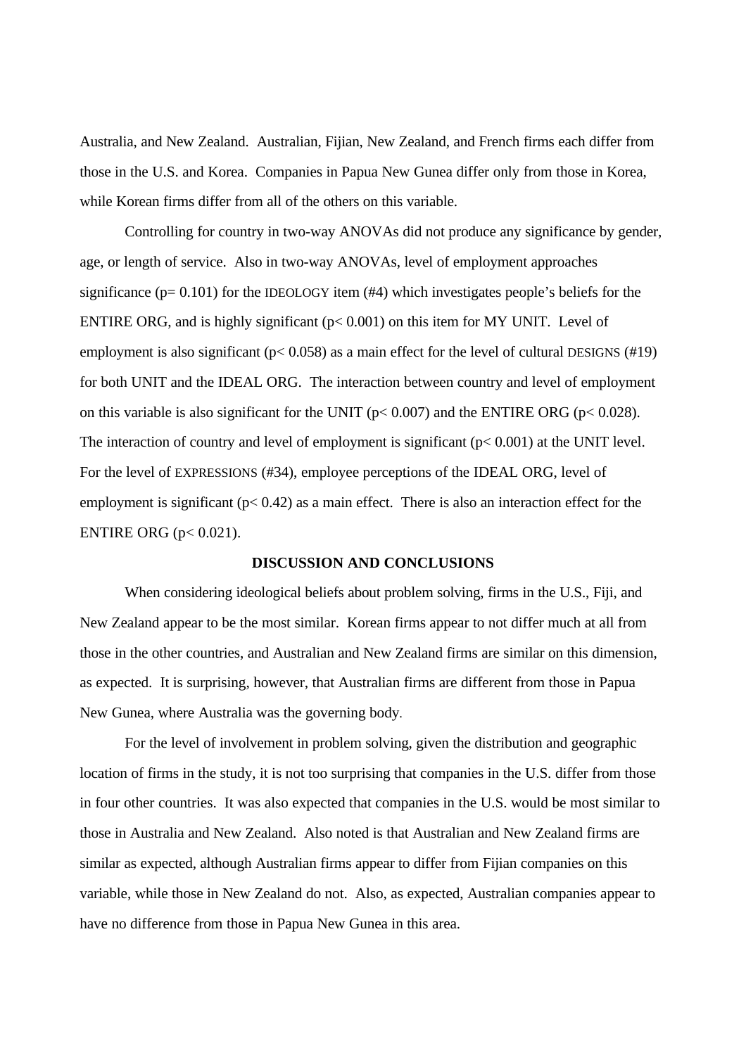Australia, and New Zealand. Australian, Fijian, New Zealand, and French firms each differ from those in the U.S. and Korea. Companies in Papua New Gunea differ only from those in Korea, while Korean firms differ from all of the others on this variable.

Controlling for country in two-way ANOVAs did not produce any significance by gender, age, or length of service. Also in two-way ANOVAs, level of employment approaches significance ($p = 0.101$) for the IDEOLOGY item (#4) which investigates people's beliefs for the ENTIRE ORG, and is highly significant ($p < 0.001$) on this item for MY UNIT. Level of employment is also significant ($p < 0.058$) as a main effect for the level of cultural DESIGNS (#19) for both UNIT and the IDEAL ORG. The interaction between country and level of employment on this variable is also significant for the UNIT ($p < 0.007$) and the ENTIRE ORG ($p < 0.028$). The interaction of country and level of employment is significant ($p < 0.001$) at the UNIT level. For the level of EXPRESSIONS (#34), employee perceptions of the IDEAL ORG, level of employment is significant ($p < 0.42$) as a main effect. There is also an interaction effect for the ENTIRE ORG ($p < 0.021$).

## DISCUSSION AND CONCLUSIONS

When considering ideological beliefs about problem solving, firms in the U.S., Fiji, and New Zealand appear to be the most similar. Korean firms appear to not differ much at all from those in the other countries, and Australian and New Zealand firms are similar on this dimension, as expected. It is surprising, however, that Australian firms are different from those in Papua New Gunea, where Australia was the governing body.

For the level of involvement in problem solving, given the distribution and geographic location of firms in the study, it is not too surprising that companies in the U.S. differ from those in four other countries. It was also expected that companies in the U.S. would be most similar to those in Australia and New Zealand. Also noted is that Australian and New Zealand firms are similar as expected, although Australian firms appear to differ from Fijian companies on this variable, while those in New Zealand do not. Also, as expected, Australian companies appear to have no difference from those in Papua New Gunea in this area.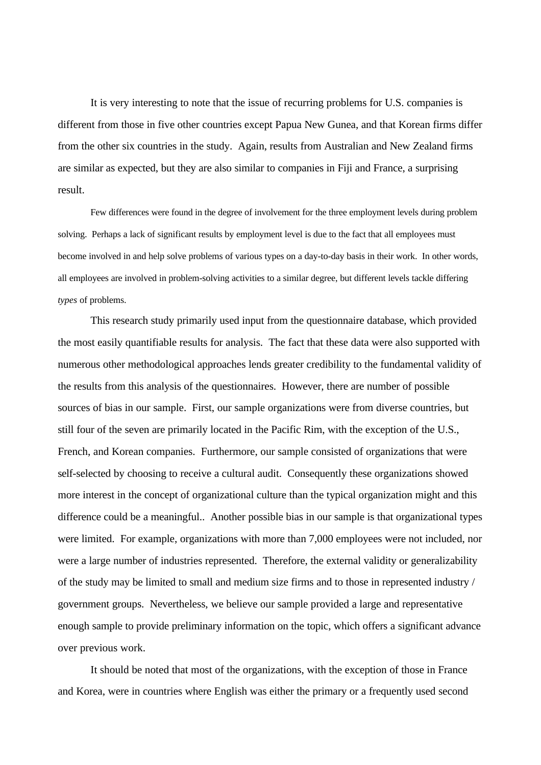It is very interesting to note that the issue of recurring problems for U.S. companies is different from those in five other countries except Papua New Gunea, and that Korean firms differ from the other six countries in the study. Again, results from Australian and New Zealand firms are similar as expected, but they are also similar to companies in Fiji and France, a surprising result.

Few differences were found in the degree of involvement for the three employment levels during problem solving. Perhaps a lack of significant results by employment level is due to the fact that all employees must become involved in and help solve problems of various types on a day-to-day basis in their work. In other words, all employees are involved in problem-solving activities to a similar degree, but different levels tackle differing *types* of problems.

This research study primarily used input from the questionnaire database, which provided the most easily quantifiable results for analysis. The fact that these data were also supported with numerous other methodological approaches lends greater credibility to the fundamental validity of the results from this analysis of the questionnaires. However, there are number of possible sources of bias in our sample. First, our sample organizations were from diverse countries, but still four of the seven are primarily located in the Pacific Rim, with the exception of the U.S., French, and Korean companies. Furthermore, our sample consisted of organizations that were self-selected by choosing to receive a cultural audit. Consequently these organizations showed more interest in the concept of organizational culture than the typical organization might and this difference could be a meaningful.. Another possible bias in our sample is that organizational types were limited. For example, organizations with more than 7,000 employees were not included, nor were a large number of industries represented. Therefore, the external validity or generalizability of the study may be limited to small and medium size firms and to those in represented industry / government groups. Nevertheless, we believe our sample provided a large and representative enough sample to provide preliminary information on the topic, which offers a significant advance over previous work.

It should be noted that most of the organizations, with the exception of those in France and Korea, were in countries where English was either the primary or a frequently used second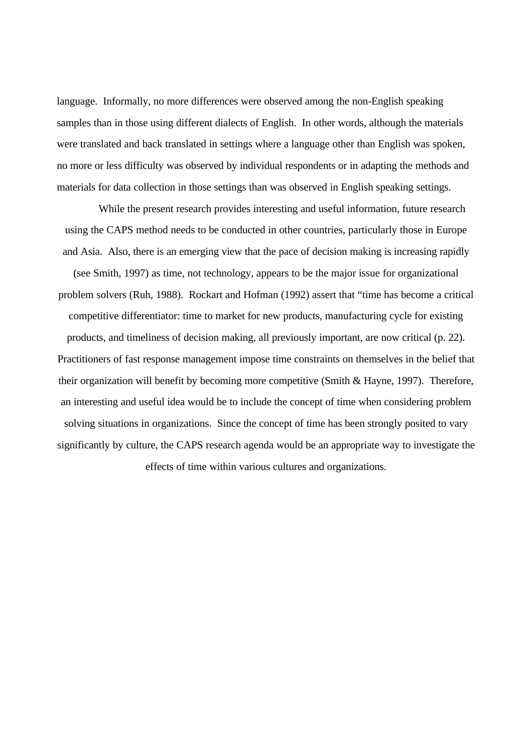language.  Informally, no more differences were observed among the non-English speaking samples than in those using different dialects of English.  In other words, although the materials were translated and back translated in settings where a language other than English was spoken, no more or less difficulty was observed by individual respondents or in adapting the methods and materials for data collection in those settings than was observed in English speaking settings.

While the present research provides interesting and useful information, future research using the CAPS method needs to be conducted in other countries, particularly those in Europe and Asia.  Also, there is an emerging view that the pace of decision making is increasing rapidly (see Smith, 1997) as time, not technology, appears to be the major issue for organizational problem solvers (Ruh, 1988).  Rockart and Hofman (1992) assert that "time has become a critical competitive differentiator: time to market for new products, manufacturing cycle for existing products, and timeliness of decision making, all previously important, are now critical (p. 22).  Practitioners of fast response management impose time constraints on themselves in the belief that their organization will benefit by becoming more competitive (Smith & Hayne, 1997).  Therefore, an interesting and useful idea would be to include the concept of time when considering problem solving situations in organizations.  Since the concept of time has been strongly posited to vary significantly by culture, the CAPS research agenda would be an appropriate way to investigate the effects of time within various cultures and organizations.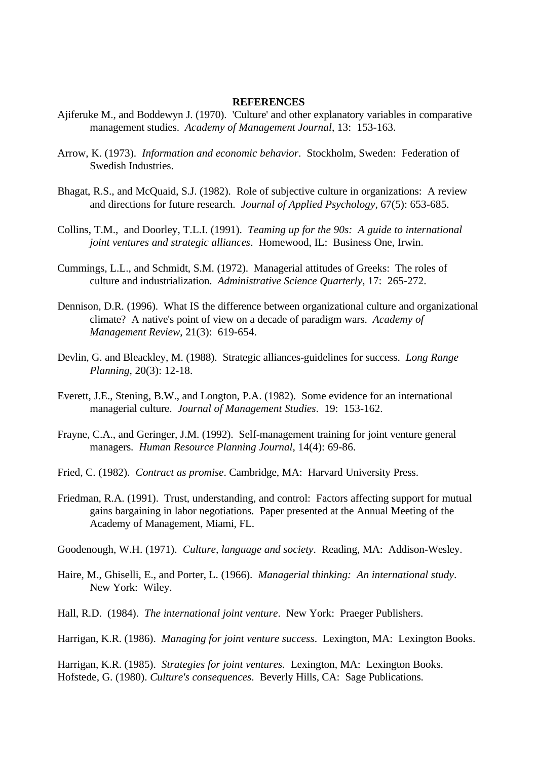**REFERENCES**

Ajiferuke M., and Boddewyn J. (1970). 'Culture' and other explanatory variables in comparative management studies. *Academy of Management Journal*, 13: 153-163.

Arrow, K. (1973). *Information and economic behavior*. Stockholm, Sweden: Federation of Swedish Industries.

Bhagat, R.S., and McQuaid, S.J. (1982). Role of subjective culture in organizations: A review and directions for future research. *Journal of Applied Psychology*, 67(5): 653-685.

Collins, T.M., and Doorley, T.L.I. (1991). *Teaming up for the 90s: A guide to international joint ventures and strategic alliances*. Homewood, IL: Business One, Irwin.

Cummings, L.L., and Schmidt, S.M. (1972). Managerial attitudes of Greeks: The roles of culture and industrialization. *Administrative Science Quarterly*, 17: 265-272.

Dennison, D.R. (1996). What IS the difference between organizational culture and organizational climate? A native's point of view on a decade of paradigm wars. *Academy of Management Review*, 21(3): 619-654.

Devlin, G. and Bleackley, M. (1988). Strategic alliances-guidelines for success. *Long Range Planning*, 20(3): 12-18.

Everett, J.E., Stening, B.W., and Longton, P.A. (1982). Some evidence for an international managerial culture. *Journal of Management Studies*. 19: 153-162.

Frayne, C.A., and Geringer, J.M. (1992). Self-management training for joint venture general managers. *Human Resource Planning Journal*, 14(4): 69-86.

Fried, C. (1982). *Contract as promise*. Cambridge, MA: Harvard University Press.

Friedman, R.A. (1991). Trust, understanding, and control: Factors affecting support for mutual gains bargaining in labor negotiations. Paper presented at the Annual Meeting of the Academy of Management, Miami, FL.

Goodenough, W.H. (1971). *Culture, language and society*. Reading, MA: Addison-Wesley.

Haire, M., Ghiselli, E., and Porter, L. (1966). *Managerial thinking: An international study*. New York: Wiley.

Hall, R.D. (1984). *The international joint venture*. New York: Praeger Publishers.

Harrigan, K.R. (1986). *Managing for joint venture success*. Lexington, MA: Lexington Books.

Harrigan, K.R. (1985). *Strategies for joint ventures.* Lexington, MA: Lexington Books.

Hofstede, G. (1980). *Culture's consequences*. Beverly Hills, CA: Sage Publications.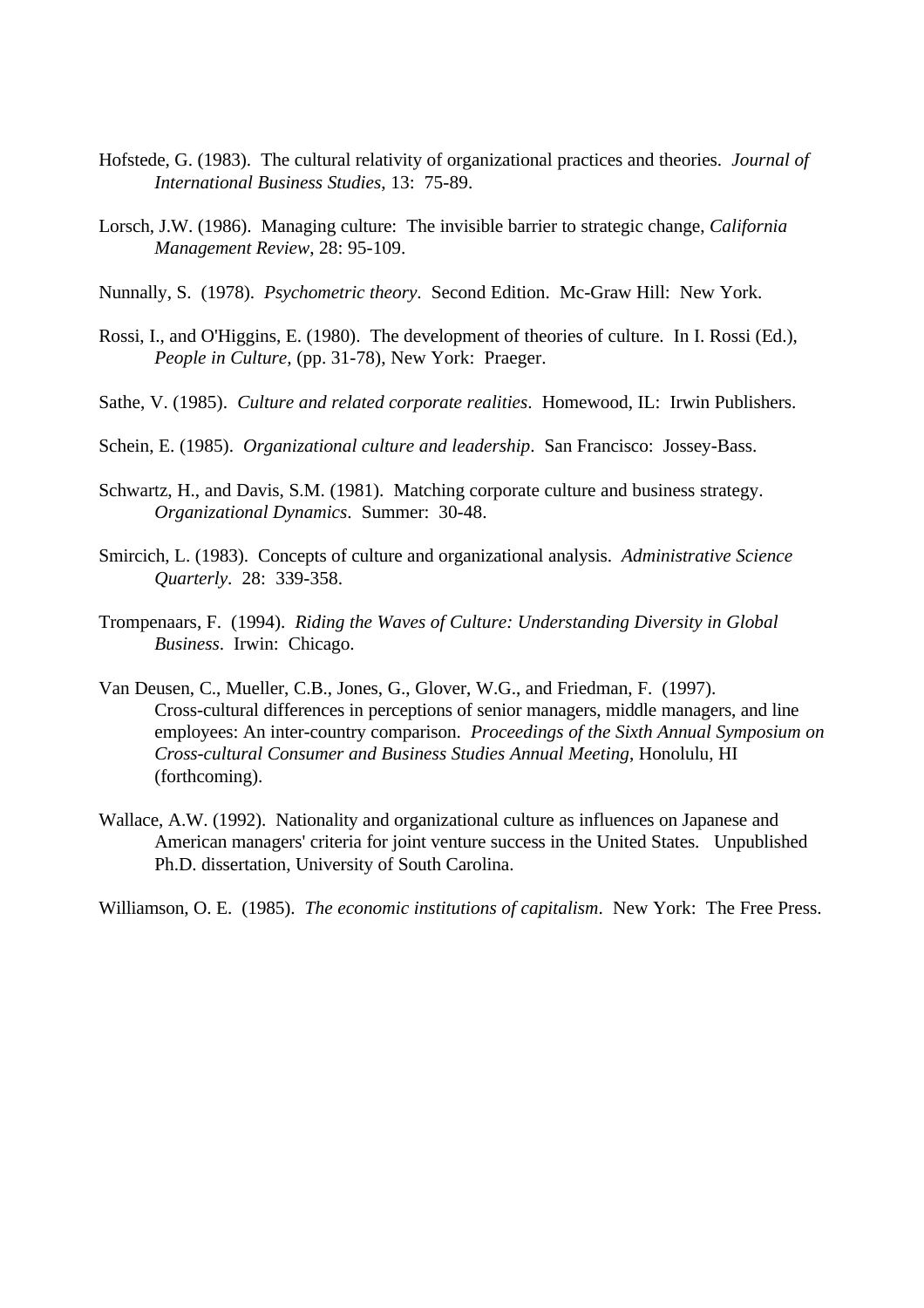Hofstede, G. (1983). The cultural relativity of organizational practices and theories. *Journal of International Business Studies*, 13: 75-89.

Lorsch, J.W. (1986). Managing culture: The invisible barrier to strategic change, *California Management Review*, 28: 95-109.

Nunnally, S. (1978). *Psychometric theory*. Second Edition. Mc-Graw Hill: New York.

Rossi, I., and O'Higgins, E. (1980). The development of theories of culture. In I. Rossi (Ed.), *People in Culture,* (pp. 31-78), New York: Praeger.

Sathe, V. (1985). *Culture and related corporate realities*. Homewood, IL: Irwin Publishers.

Schein, E. (1985). *Organizational culture and leadership*. San Francisco: Jossey-Bass.

Schwartz, H., and Davis, S.M. (1981). Matching corporate culture and business strategy. *Organizational Dynamics*. Summer: 30-48.

Smircich, L. (1983). Concepts of culture and organizational analysis. *Administrative Science Quarterly*. 28: 339-358.

Trompenaars, F. (1994). *Riding the Waves of Culture: Understanding Diversity in Global Business*. Irwin: Chicago.

Van Deusen, C., Mueller, C.B., Jones, G., Glover, W.G., and Friedman, F. (1997). Cross-cultural differences in perceptions of senior managers, middle managers, and line employees: An inter-country comparison. *Proceedings of the Sixth Annual Symposium on Cross-cultural Consumer and Business Studies Annual Meeting*, Honolulu, HI (forthcoming).

Wallace, A.W. (1992). Nationality and organizational culture as influences on Japanese and American managers' criteria for joint venture success in the United States. Unpublished Ph.D. dissertation, University of South Carolina.

Williamson, O. E. (1985). *The economic institutions of capitalism*. New York: The Free Press.